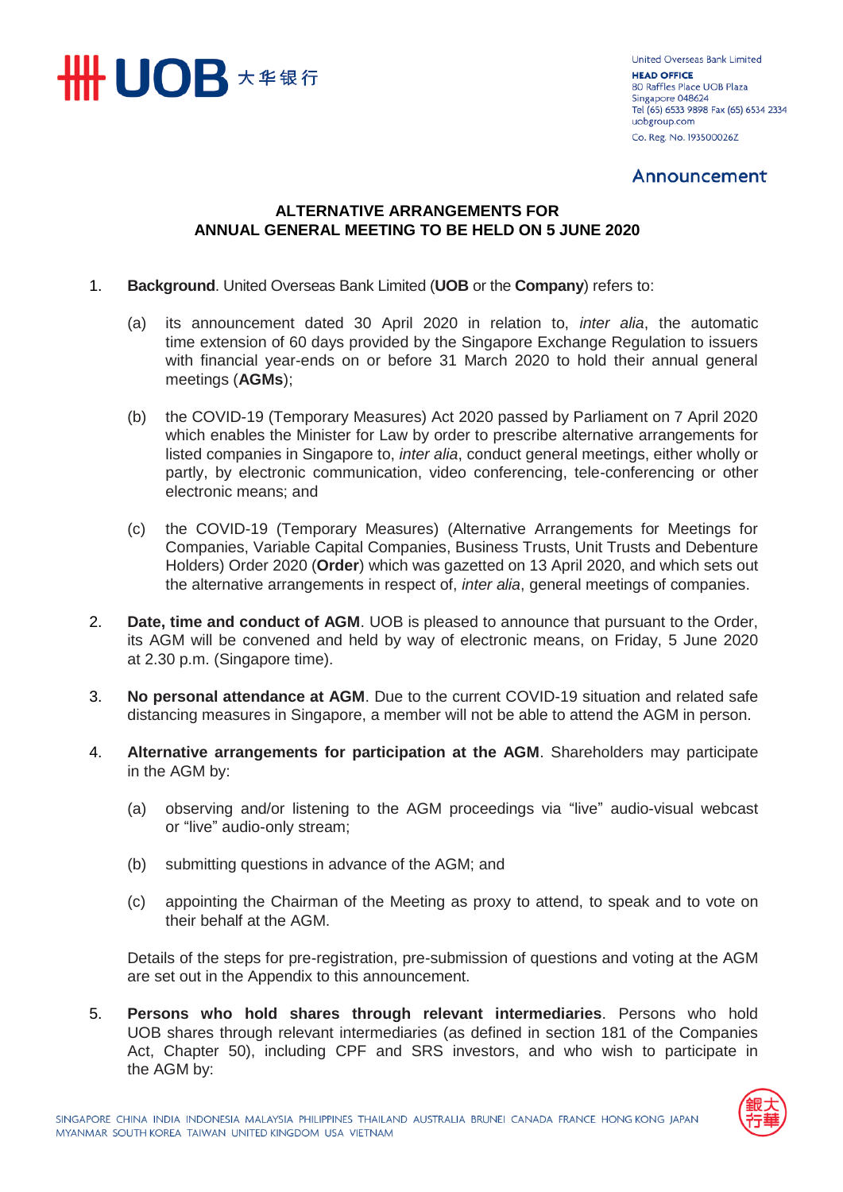United Overseas Bank Limited
**HEAD OFFICE**
80 Raffles Place UOB Plaza
Singapore 048624
Tel (65) 6533 9898 Fax (65) 6534 2334
uobgroup.com
Co. Reg. No. 193500026Z

## Announcement

### ALTERNATIVE ARRANGEMENTS FOR ANNUAL GENERAL MEETING TO BE HELD ON 5 JUNE 2020

1. **Background**. United Overseas Bank Limited (**UOB** or the **Company**) refers to:

   (a) its announcement dated 30 April 2020 in relation to, *inter alia*, the automatic time extension of 60 days provided by the Singapore Exchange Regulation to issuers with financial year-ends on or before 31 March 2020 to hold their annual general meetings (**AGMs**);

   (b) the COVID-19 (Temporary Measures) Act 2020 passed by Parliament on 7 April 2020 which enables the Minister for Law by order to prescribe alternative arrangements for listed companies in Singapore to, *inter alia*, conduct general meetings, either wholly or partly, by electronic communication, video conferencing, tele-conferencing or other electronic means; and

   (c) the COVID-19 (Temporary Measures) (Alternative Arrangements for Meetings for Companies, Variable Capital Companies, Business Trusts, Unit Trusts and Debenture Holders) Order 2020 (**Order**) which was gazetted on 13 April 2020, and which sets out the alternative arrangements in respect of, *inter alia*, general meetings of companies.

2. **Date, time and conduct of AGM**. UOB is pleased to announce that pursuant to the Order, its AGM will be convened and held by way of electronic means, on Friday, 5 June 2020 at 2.30 p.m. (Singapore time).

3. **No personal attendance at AGM**. Due to the current COVID-19 situation and related safe distancing measures in Singapore, a member will not be able to attend the AGM in person.

4. **Alternative arrangements for participation at the AGM**. Shareholders may participate in the AGM by:

   (a) observing and/or listening to the AGM proceedings via "live" audio-visual webcast or "live" audio-only stream;

   (b) submitting questions in advance of the AGM; and

   (c) appointing the Chairman of the Meeting as proxy to attend, to speak and to vote on their behalf at the AGM.

   Details of the steps for pre-registration, pre-submission of questions and voting at the AGM are set out in the Appendix to this announcement.

5. **Persons who hold shares through relevant intermediaries**. Persons who hold UOB shares through relevant intermediaries (as defined in section 181 of the Companies Act, Chapter 50), including CPF and SRS investors, and who wish to participate in the AGM by: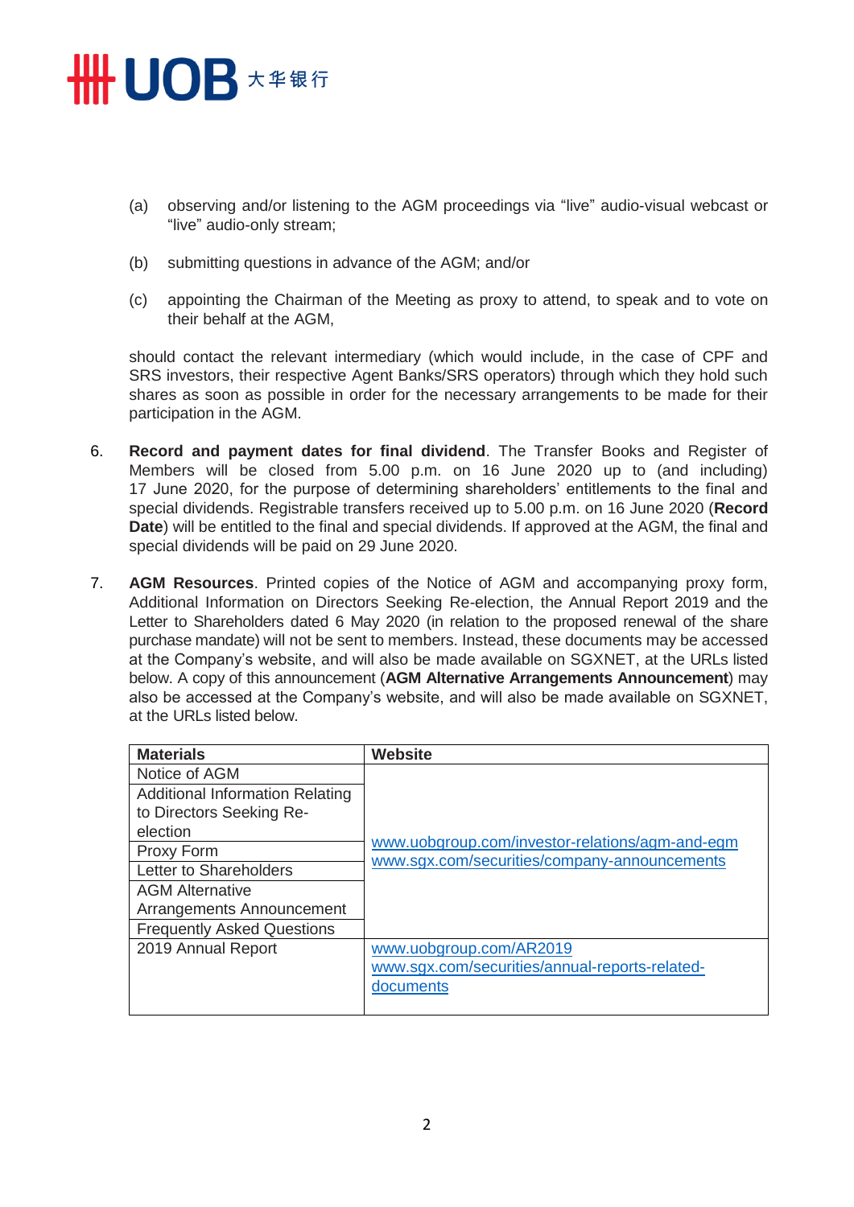(a) observing and/or listening to the AGM proceedings via "live" audio-visual webcast or "live" audio-only stream;

(b) submitting questions in advance of the AGM; and/or

(c) appointing the Chairman of the Meeting as proxy to attend, to speak and to vote on their behalf at the AGM,

should contact the relevant intermediary (which would include, in the case of CPF and SRS investors, their respective Agent Banks/SRS operators) through which they hold such shares as soon as possible in order for the necessary arrangements to be made for their participation in the AGM.

6. **Record and payment dates for final dividend**. The Transfer Books and Register of Members will be closed from 5.00 p.m. on 16 June 2020 up to (and including) 17 June 2020, for the purpose of determining shareholders' entitlements to the final and special dividends. Registrable transfers received up to 5.00 p.m. on 16 June 2020 (**Record Date**) will be entitled to the final and special dividends. If approved at the AGM, the final and special dividends will be paid on 29 June 2020.

7. **AGM Resources**. Printed copies of the Notice of AGM and accompanying proxy form, Additional Information on Directors Seeking Re-election, the Annual Report 2019 and the Letter to Shareholders dated 6 May 2020 (in relation to the proposed renewal of the share purchase mandate) will not be sent to members. Instead, these documents may be accessed at the Company's website, and will also be made available on SGXNET, at the URLs listed below. A copy of this announcement (**AGM Alternative Arrangements Announcement**) may also be accessed at the Company's website, and will also be made available on SGXNET, at the URLs listed below.

| Materials | Website |
|---|---|
| Notice of AGM | www.uobgroup.com/investor-relations/agm-and-egm<br>www.sgx.com/securities/company-announcements |
| Additional Information Relating to Directors Seeking Re-election | |
| Proxy Form | |
| Letter to Shareholders | |
| AGM Alternative Arrangements Announcement | |
| Frequently Asked Questions | |
| 2019 Annual Report | www.uobgroup.com/AR2019<br>www.sgx.com/securities/annual-reports-related-documents |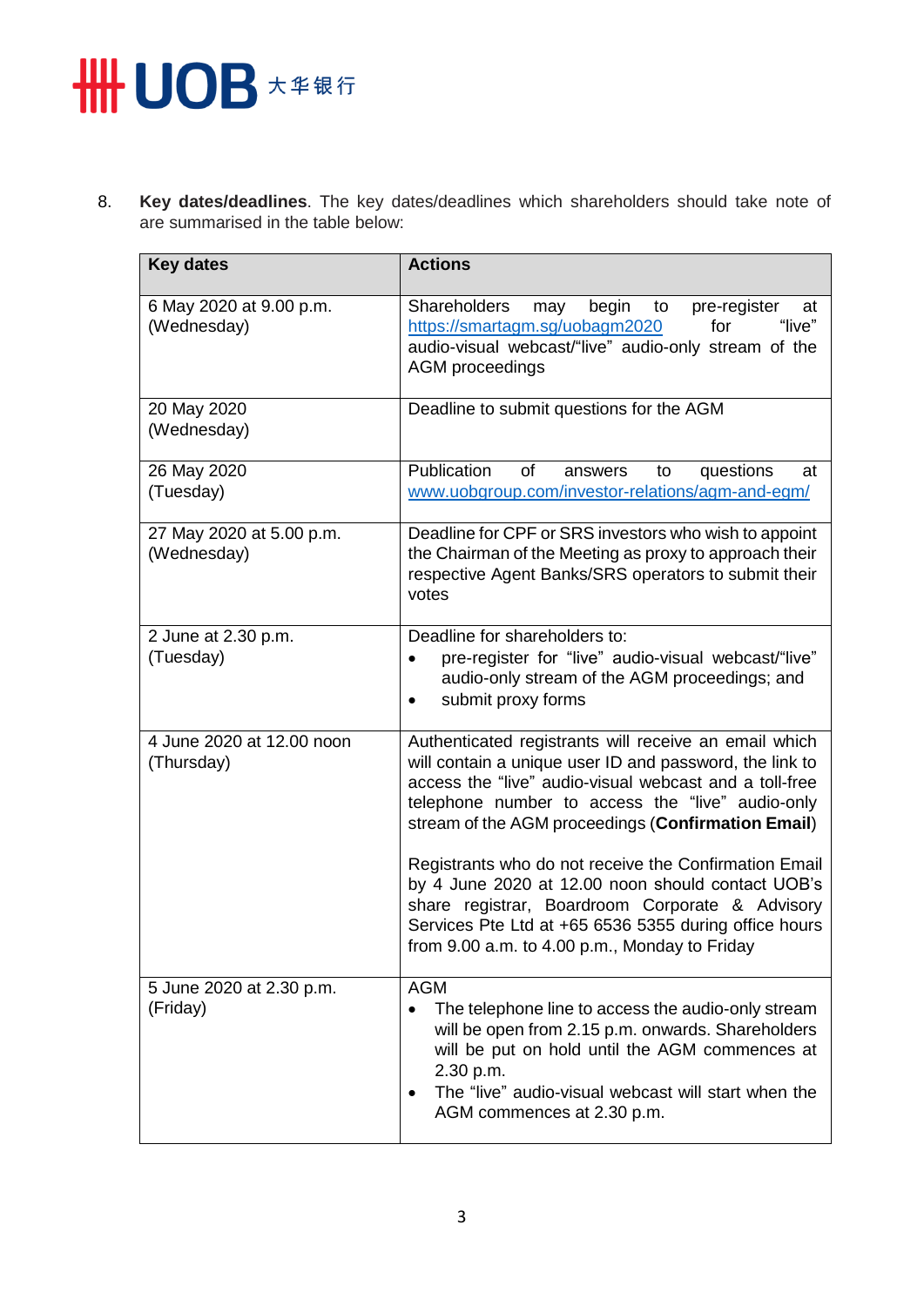8. **Key dates/deadlines**. The key dates/deadlines which shareholders should take note of are summarised in the table below:

| Key dates | Actions |
|---|---|
| 6 May 2020 at 9.00 p.m. (Wednesday) | Shareholders may begin to pre-register at https://smartagm.sg/uobagm2020 for "live" audio-visual webcast/"live" audio-only stream of the AGM proceedings |
| 20 May 2020 (Wednesday) | Deadline to submit questions for the AGM |
| 26 May 2020 (Tuesday) | Publication of answers to questions at www.uobgroup.com/investor-relations/agm-and-egm/ |
| 27 May 2020 at 5.00 p.m. (Wednesday) | Deadline for CPF or SRS investors who wish to appoint the Chairman of the Meeting as proxy to approach their respective Agent Banks/SRS operators to submit their votes |
| 2 June at 2.30 p.m. (Tuesday) | Deadline for shareholders to:<br>• pre-register for "live" audio-visual webcast/"live" audio-only stream of the AGM proceedings; and<br>• submit proxy forms |
| 4 June 2020 at 12.00 noon (Thursday) | Authenticated registrants will receive an email which will contain a unique user ID and password, the link to access the "live" audio-visual webcast and a toll-free telephone number to access the "live" audio-only stream of the AGM proceedings (**Confirmation Email**)<br><br>Registrants who do not receive the Confirmation Email by 4 June 2020 at 12.00 noon should contact UOB's share registrar, Boardroom Corporate & Advisory Services Pte Ltd at +65 6536 5355 during office hours from 9.00 a.m. to 4.00 p.m., Monday to Friday |
| 5 June 2020 at 2.30 p.m. (Friday) | AGM<br>• The telephone line to access the audio-only stream will be open from 2.15 p.m. onwards. Shareholders will be put on hold until the AGM commences at 2.30 p.m.<br>• The "live" audio-visual webcast will start when the AGM commences at 2.30 p.m. |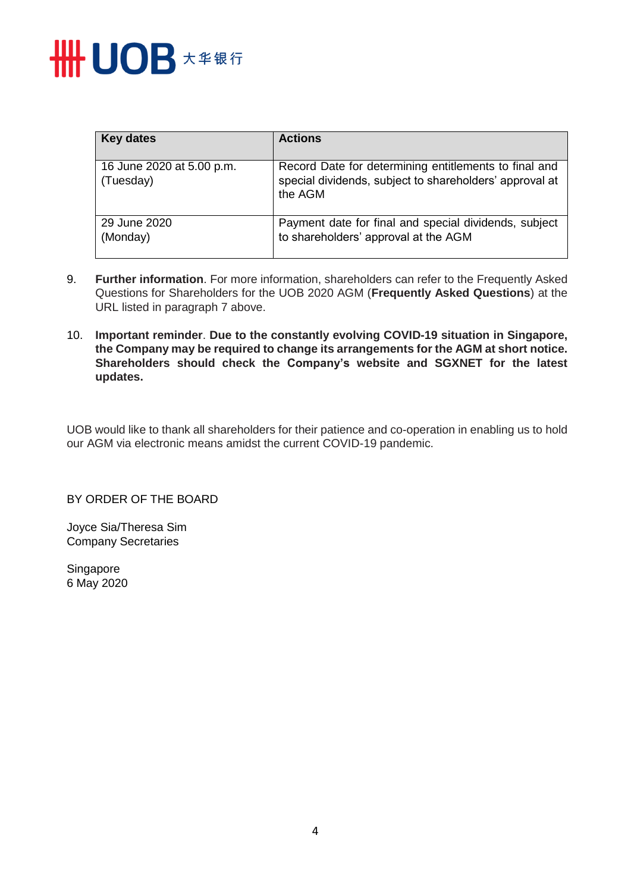| Key dates | Actions |
|---|---|
| 16 June 2020 at 5.00 p.m. (Tuesday) | Record Date for determining entitlements to final and special dividends, subject to shareholders' approval at the AGM |
| 29 June 2020 (Monday) | Payment date for final and special dividends, subject to shareholders' approval at the AGM |

9. **Further information**. For more information, shareholders can refer to the Frequently Asked Questions for Shareholders for the UOB 2020 AGM (**Frequently Asked Questions**) at the URL listed in paragraph 7 above.

10. **Important reminder**. **Due to the constantly evolving COVID-19 situation in Singapore, the Company may be required to change its arrangements for the AGM at short notice. Shareholders should check the Company's website and SGXNET for the latest updates.**

UOB would like to thank all shareholders for their patience and co-operation in enabling us to hold our AGM via electronic means amidst the current COVID-19 pandemic.

BY ORDER OF THE BOARD

Joyce Sia/Theresa Sim
Company Secretaries

Singapore
6 May 2020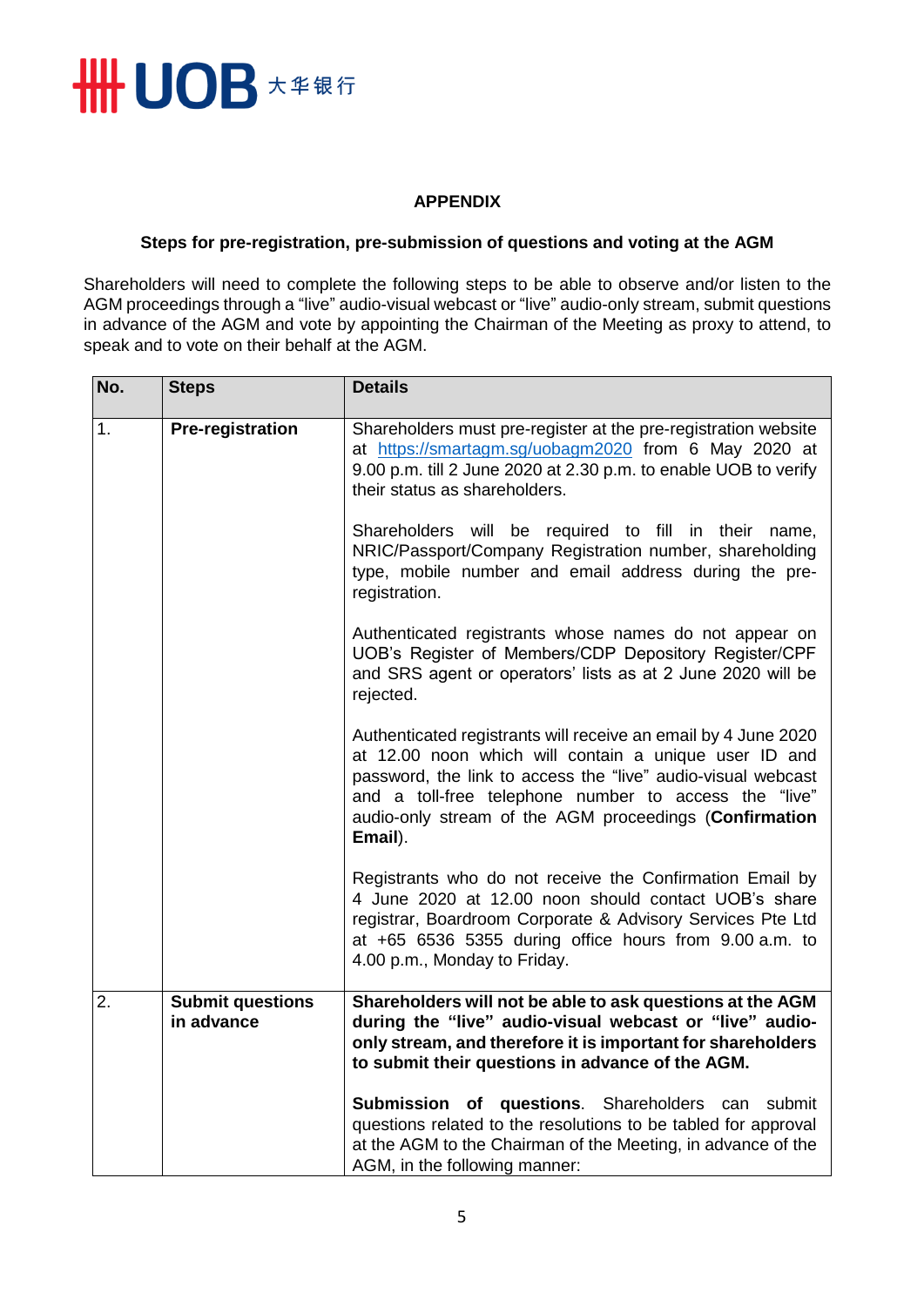## APPENDIX

### Steps for pre-registration, pre-submission of questions and voting at the AGM

Shareholders will need to complete the following steps to be able to observe and/or listen to the AGM proceedings through a "live" audio-visual webcast or "live" audio-only stream, submit questions in advance of the AGM and vote by appointing the Chairman of the Meeting as proxy to attend, to speak and to vote on their behalf at the AGM.

| No. | Steps | Details |
|---|---|---|
| 1. | **Pre-registration** | Shareholders must pre-register at the pre-registration website at https://smartagm.sg/uobagm2020 from 6 May 2020 at 9.00 p.m. till 2 June 2020 at 2.30 p.m. to enable UOB to verify their status as shareholders.<br><br>Shareholders will be required to fill in their name, NRIC/Passport/Company Registration number, shareholding type, mobile number and email address during the pre-registration.<br><br>Authenticated registrants whose names do not appear on UOB's Register of Members/CDP Depository Register/CPF and SRS agent or operators' lists as at 2 June 2020 will be rejected.<br><br>Authenticated registrants will receive an email by 4 June 2020 at 12.00 noon which will contain a unique user ID and password, the link to access the "live" audio-visual webcast and a toll-free telephone number to access the "live" audio-only stream of the AGM proceedings (**Confirmation Email**).<br><br>Registrants who do not receive the Confirmation Email by 4 June 2020 at 12.00 noon should contact UOB's share registrar, Boardroom Corporate & Advisory Services Pte Ltd at +65 6536 5355 during office hours from 9.00 a.m. to 4.00 p.m., Monday to Friday. |
| 2. | **Submit questions in advance** | **Shareholders will not be able to ask questions at the AGM during the "live" audio-visual webcast or "live" audio-only stream, and therefore it is important for shareholders to submit their questions in advance of the AGM.**<br><br>**Submission of questions**. Shareholders can submit questions related to the resolutions to be tabled for approval at the AGM to the Chairman of the Meeting, in advance of the AGM, in the following manner: |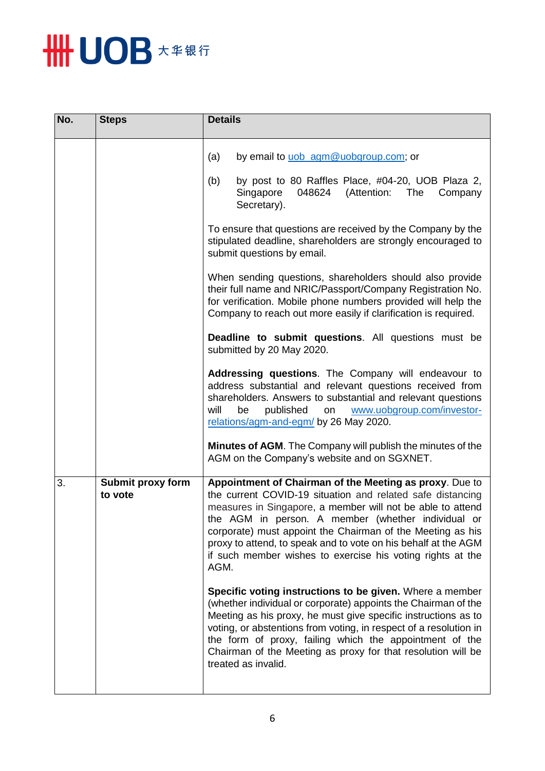| No. | Steps | Details |
|---|---|---|
| | | (a) by email to uob_agm@uobgroup.com; or<br><br>(b) by post to 80 Raffles Place, #04-20, UOB Plaza 2, Singapore 048624 (Attention: The Company Secretary).<br><br>To ensure that questions are received by the Company by the stipulated deadline, shareholders are strongly encouraged to submit questions by email.<br><br>When sending questions, shareholders should also provide their full name and NRIC/Passport/Company Registration No. for verification. Mobile phone numbers provided will help the Company to reach out more easily if clarification is required.<br><br>**Deadline to submit questions**. All questions must be submitted by 20 May 2020.<br><br>**Addressing questions**. The Company will endeavour to address substantial and relevant questions received from shareholders. Answers to substantial and relevant questions will be published on www.uobgroup.com/investor-relations/agm-and-egm/ by 26 May 2020.<br><br>**Minutes of AGM**. The Company will publish the minutes of the AGM on the Company's website and on SGXNET. |
| 3. | **Submit proxy form to vote** | **Appointment of Chairman of the Meeting as proxy**. Due to the current COVID-19 situation and related safe distancing measures in Singapore, a member will not be able to attend the AGM in person. A member (whether individual or corporate) must appoint the Chairman of the Meeting as his proxy to attend, to speak and to vote on his behalf at the AGM if such member wishes to exercise his voting rights at the AGM.<br><br>**Specific voting instructions to be given.** Where a member (whether individual or corporate) appoints the Chairman of the Meeting as his proxy, he must give specific instructions as to voting, or abstentions from voting, in respect of a resolution in the form of proxy, failing which the appointment of the Chairman of the Meeting as proxy for that resolution will be treated as invalid. |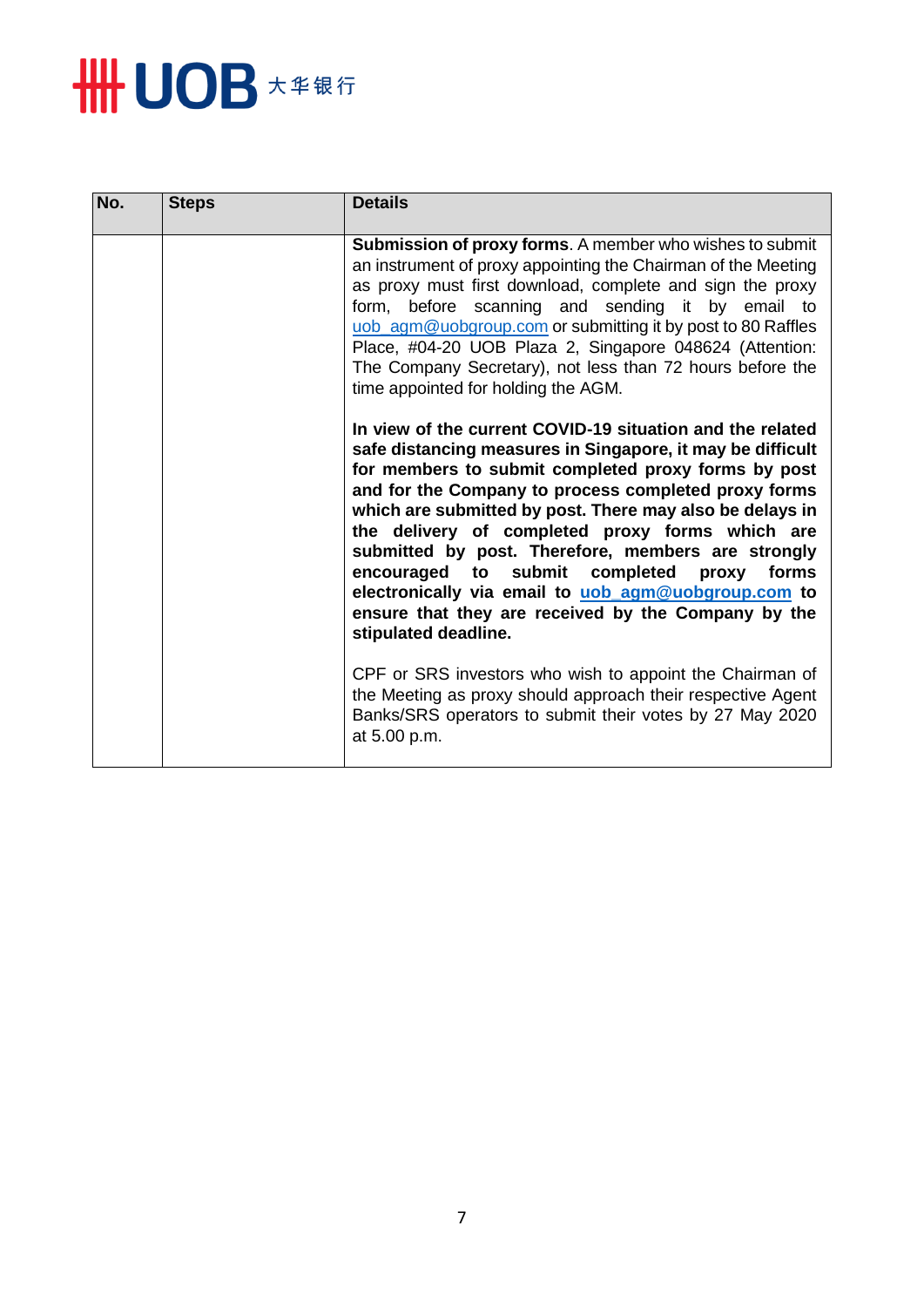| No. | Steps | Details |
|---|---|---|
| | | **Submission of proxy forms**. A member who wishes to submit an instrument of proxy appointing the Chairman of the Meeting as proxy must first download, complete and sign the proxy form, before scanning and sending it by email to uob_agm@uobgroup.com or submitting it by post to 80 Raffles Place, #04-20 UOB Plaza 2, Singapore 048624 (Attention: The Company Secretary), not less than 72 hours before the time appointed for holding the AGM.<br><br>**In view of the current COVID-19 situation and the related safe distancing measures in Singapore, it may be difficult for members to submit completed proxy forms by post and for the Company to process completed proxy forms which are submitted by post. There may also be delays in the delivery of completed proxy forms which are submitted by post. Therefore, members are strongly encouraged to submit completed proxy forms electronically via email to uob_agm@uobgroup.com to ensure that they are received by the Company by the stipulated deadline.**<br><br>CPF or SRS investors who wish to appoint the Chairman of the Meeting as proxy should approach their respective Agent Banks/SRS operators to submit their votes by 27 May 2020 at 5.00 p.m. |